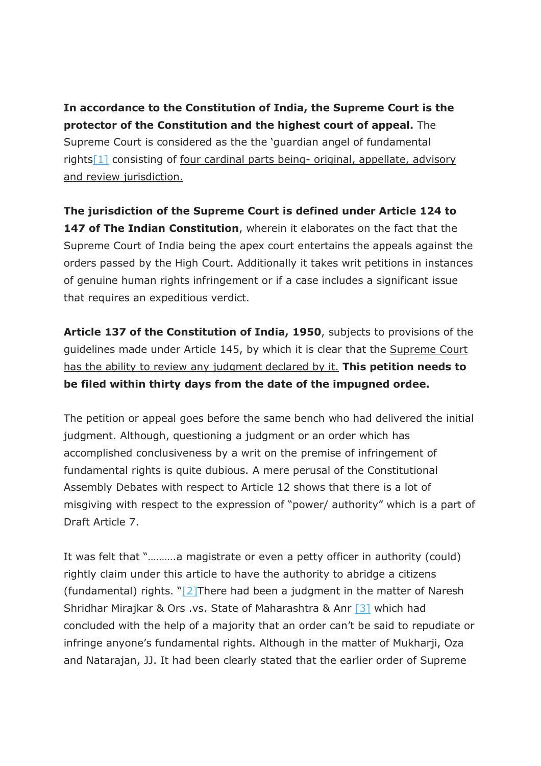**In accordance to the Constitution of India, the Supreme Court is the protector of the Constitution and the highest court of appeal.** The Supreme Court is considered as the the 'guardian angel of fundamental rights[1] consisting of four cardinal parts being- original, appellate, advisory and review jurisdiction.

**The jurisdiction of the Supreme Court is defined under Article 124 to 147 of The Indian Constitution**, wherein it elaborates on the fact that the Supreme Court of India being the apex court entertains the appeals against the orders passed by the High Court. Additionally it takes writ petitions in instances of genuine human rights infringement or if a case includes a significant issue that requires an expeditious verdict.

**Article 137 of the Constitution of India, 1950**, subjects to provisions of the guidelines made under Article 145, by which it is clear that the Supreme Court has the ability to review any judgment declared by it. **This petition needs to be filed within thirty days from the date of the impugned ordee.**

The petition or appeal goes before the same bench who had delivered the initial judgment. Although, questioning a judgment or an order which has accomplished conclusiveness by a writ on the premise of infringement of fundamental rights is quite dubious. A mere perusal of the Constitutional Assembly Debates with respect to Article 12 shows that there is a lot of misgiving with respect to the expression of "power/ authority" which is a part of Draft Article 7.

It was felt that "……….a magistrate or even a petty officer in authority (could) rightly claim under this article to have the authority to abridge a citizens (fundamental) rights. "[2]There had been a judgment in the matter of Naresh Shridhar Mirajkar & Ors .vs. State of Maharashtra & Anr [3] which had concluded with the help of a majority that an order can't be said to repudiate or infringe anyone's fundamental rights. Although in the matter of Mukharji, Oza and Natarajan, JJ. It had been clearly stated that the earlier order of Supreme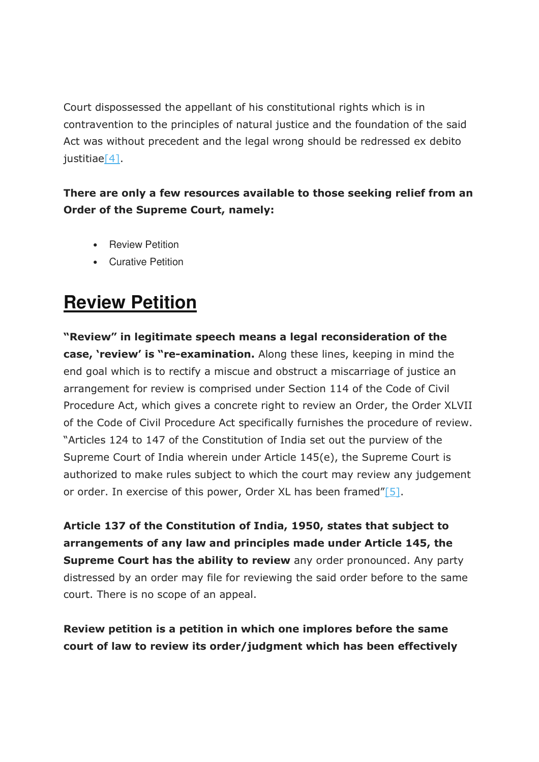Court dispossessed the appellant of his constitutional rights which is in contravention to the principles of natural justice and the foundation of the said Act was without precedent and the legal wrong should be redressed ex debito justitiae[4].

**There are only a few resources available to those seeking relief from an Order of the Supreme Court, namely:**

- Review Petition
- Curative Petition

## Review Petition

**"Review" in legitimate speech means a legal reconsideration of the case, 'review' is "re-examination.** Along these lines, keeping in mind the end goal which is to rectify a miscue and obstruct a miscarriage of justice an arrangement for review is comprised under Section 114 of the Code of Civil Procedure Act, which gives a concrete right to review an Order, the Order XLVII of the Code of Civil Procedure Act specifically furnishes the procedure of review. "Articles 124 to 147 of the Constitution of India set out the purview of the Supreme Court of India wherein under Article 145(e), the Supreme Court is authorized to make rules subject to which the court may review any judgement or order. In exercise of this power, Order XL has been framed"[5].

**Article 137 of the Constitution of India, 1950, states that subject to arrangements of any law and principles made under Article 145, the Supreme Court has the ability to review** any order pronounced. Any party distressed by an order may file for reviewing the said order before to the same court. There is no scope of an appeal.

**Review petition is a petition in which one implores before the same court of law to review its order/judgment which has been effectively**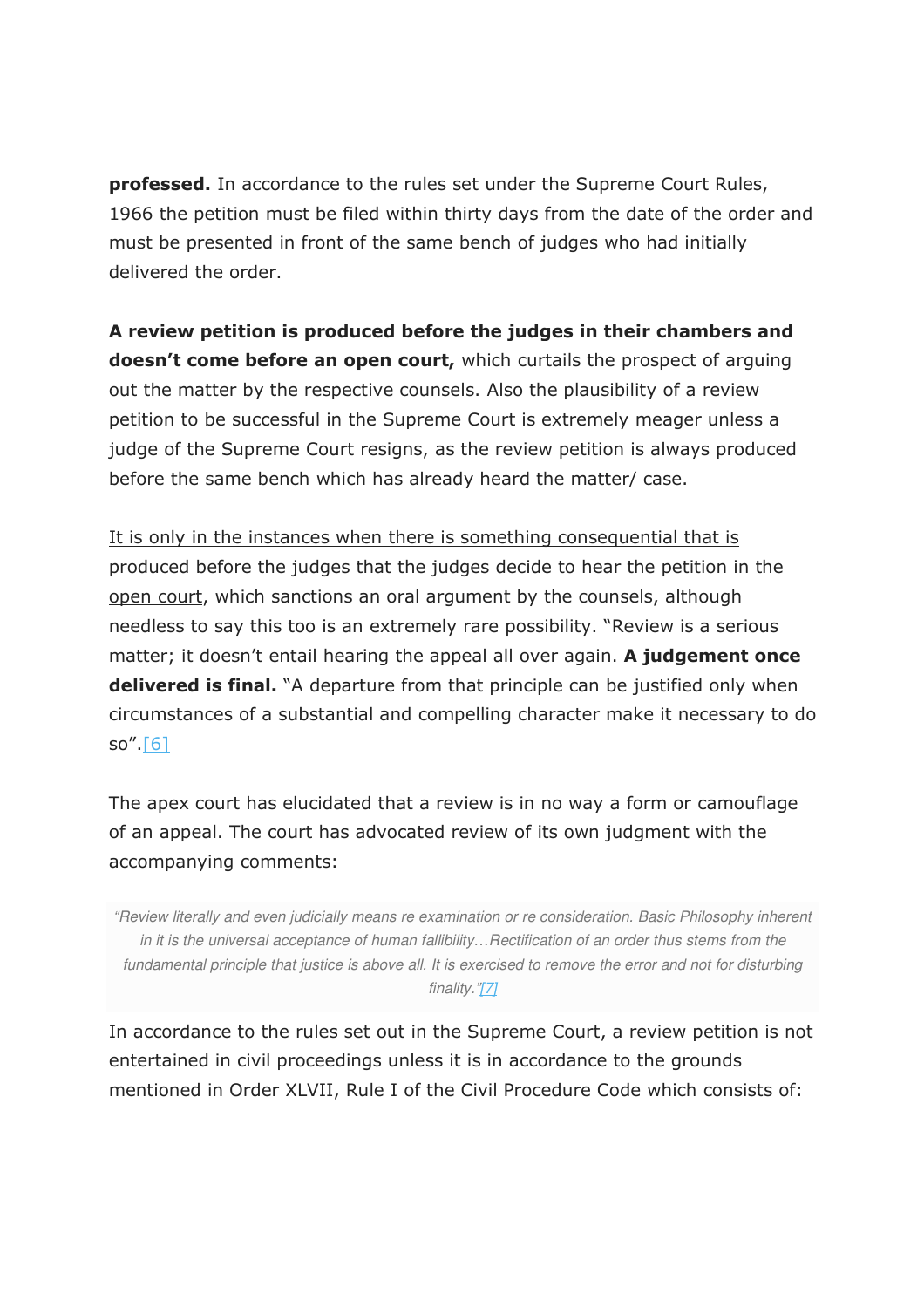**professed.** In accordance to the rules set under the Supreme Court Rules, 1966 the petition must be filed within thirty days from the date of the order and must be presented in front of the same bench of judges who had initially delivered the order.

**A review petition is produced before the judges in their chambers and doesn't come before an open court,** which curtails the prospect of arguing out the matter by the respective counsels. Also the plausibility of a review petition to be successful in the Supreme Court is extremely meager unless a judge of the Supreme Court resigns, as the review petition is always produced before the same bench which has already heard the matter/ case.

<u>It is only in the instances when there is something consequential that is produced before the judges that the judges decide to hear the petition in the open court</u>, which sanctions an oral argument by the counsels, although needless to say this too is an extremely rare possibility. "Review is a serious matter; it doesn't entail hearing the appeal all over again. **A judgement once delivered is final.** "A departure from that principle can be justified only when circumstances of a substantial and compelling character make it necessary to do so".[6]

The apex court has elucidated that a review is in no way a form or camouflage of an appeal. The court has advocated review of its own judgment with the accompanying comments:

> *"Review literally and even judicially means re examination or re consideration. Basic Philosophy inherent in it is the universal acceptance of human fallibility…Rectification of an order thus stems from the fundamental principle that justice is above all. It is exercised to remove the error and not for disturbing finality."[7]*

In accordance to the rules set out in the Supreme Court, a review petition is not entertained in civil proceedings unless it is in accordance to the grounds mentioned in Order XLVII, Rule I of the Civil Procedure Code which consists of: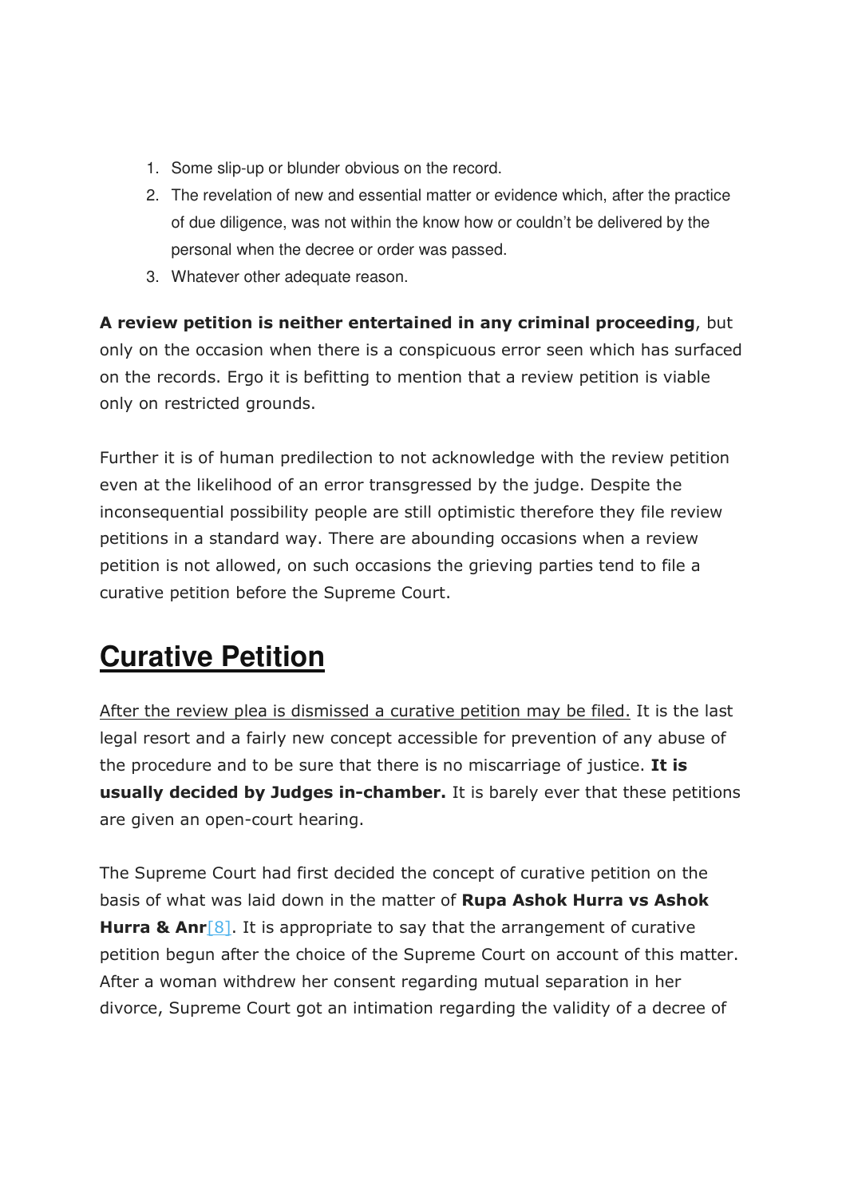1. Some slip-up or blunder obvious on the record.
2. The revelation of new and essential matter or evidence which, after the practice of due diligence, was not within the know how or couldn't be delivered by the personal when the decree or order was passed.
3. Whatever other adequate reason.

**A review petition is neither entertained in any criminal proceeding**, but only on the occasion when there is a conspicuous error seen which has surfaced on the records. Ergo it is befitting to mention that a review petition is viable only on restricted grounds.

Further it is of human predilection to not acknowledge with the review petition even at the likelihood of an error transgressed by the judge. Despite the inconsequential possibility people are still optimistic therefore they file review petitions in a standard way. There are abounding occasions when a review petition is not allowed, on such occasions the grieving parties tend to file a curative petition before the Supreme Court.

## Curative Petition

After the review plea is dismissed a curative petition may be filed. It is the last legal resort and a fairly new concept accessible for prevention of any abuse of the procedure and to be sure that there is no miscarriage of justice. **It is usually decided by Judges in-chamber.** It is barely ever that these petitions are given an open-court hearing.

The Supreme Court had first decided the concept of curative petition on the basis of what was laid down in the matter of **Rupa Ashok Hurra vs Ashok Hurra & Anr**[8]. It is appropriate to say that the arrangement of curative petition begun after the choice of the Supreme Court on account of this matter. After a woman withdrew her consent regarding mutual separation in her divorce, Supreme Court got an intimation regarding the validity of a decree of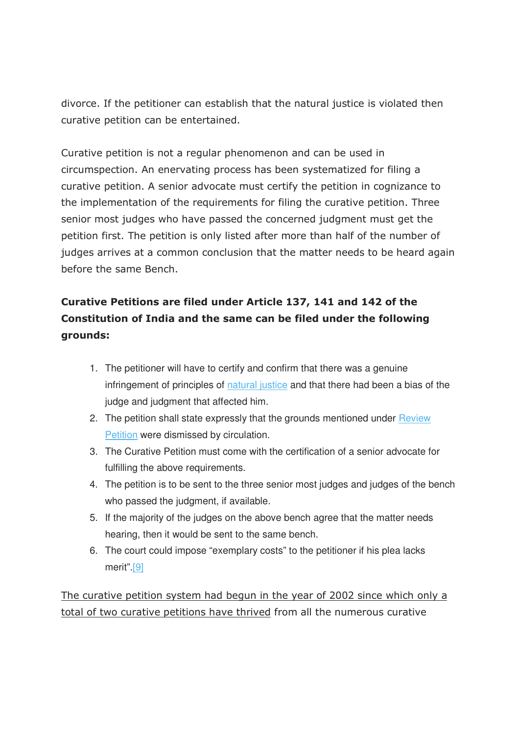divorce. If the petitioner can establish that the natural justice is violated then curative petition can be entertained.

Curative petition is not a regular phenomenon and can be used in circumspection. An enervating process has been systematized for filing a curative petition. A senior advocate must certify the petition in cognizance to the implementation of the requirements for filing the curative petition. Three senior most judges who have passed the concerned judgment must get the petition first. The petition is only listed after more than half of the number of judges arrives at a common conclusion that the matter needs to be heard again before the same Bench.

**Curative Petitions are filed under Article 137, 141 and 142 of the Constitution of India and the same can be filed under the following grounds:**

1. The petitioner will have to certify and confirm that there was a genuine infringement of principles of natural justice and that there had been a bias of the judge and judgment that affected him.
2. The petition shall state expressly that the grounds mentioned under Review Petition were dismissed by circulation.
3. The Curative Petition must come with the certification of a senior advocate for fulfilling the above requirements.
4. The petition is to be sent to the three senior most judges and judges of the bench who passed the judgment, if available.
5. If the majority of the judges on the above bench agree that the matter needs hearing, then it would be sent to the same bench.
6. The court could impose "exemplary costs" to the petitioner if his plea lacks merit".[9]

<u>The curative petition system had begun in the year of 2002 since which only a total of two curative petitions have thrived</u> from all the numerous curative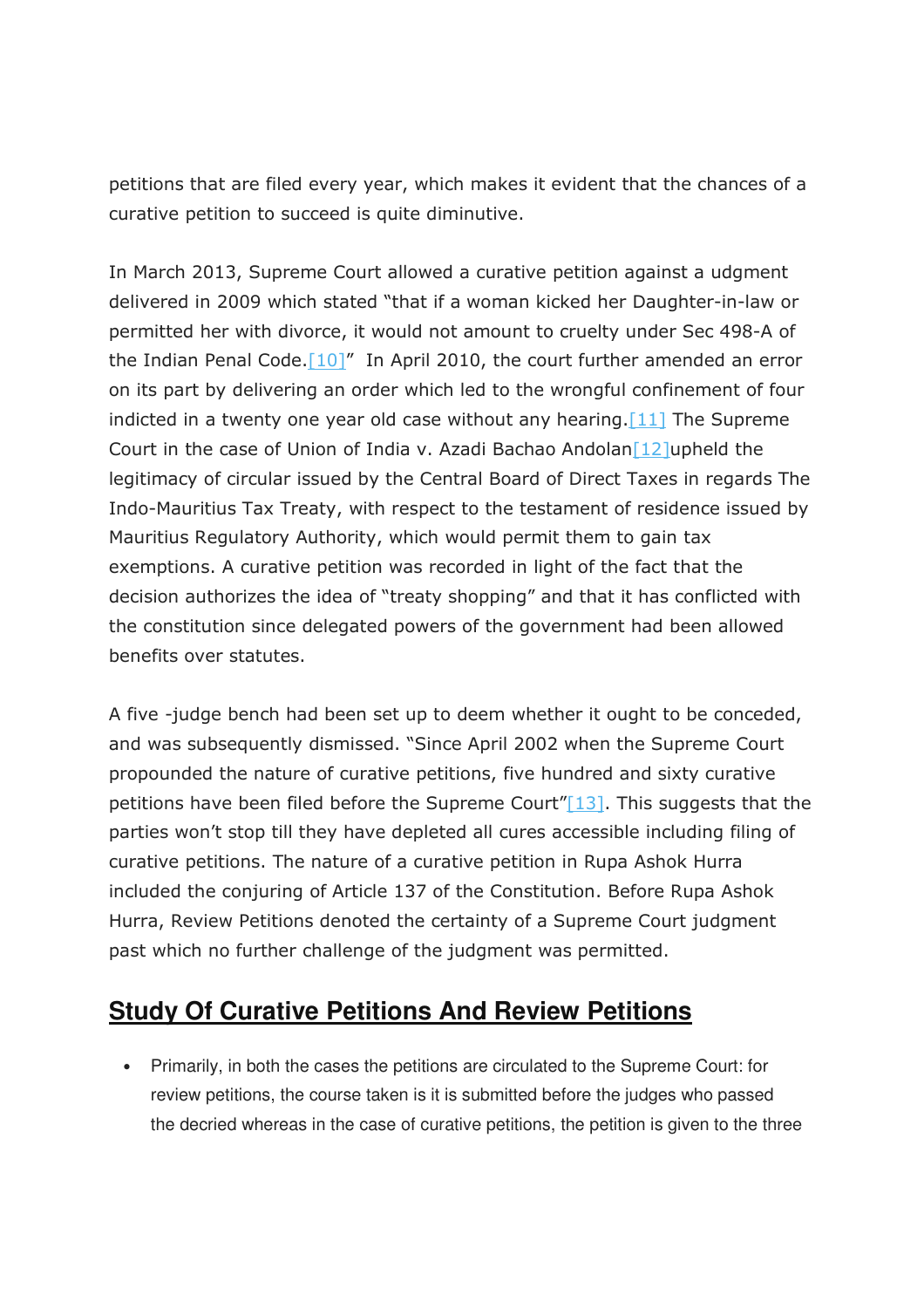petitions that are filed every year, which makes it evident that the chances of a curative petition to succeed is quite diminutive.

In March 2013, Supreme Court allowed a curative petition against a udgment delivered in 2009 which stated "that if a woman kicked her Daughter-in-law or permitted her with divorce, it would not amount to cruelty under Sec 498-A of the Indian Penal Code.[10]" In April 2010, the court further amended an error on its part by delivering an order which led to the wrongful confinement of four indicted in a twenty one year old case without any hearing.[11] The Supreme Court in the case of Union of India v. Azadi Bachao Andolan[12]upheld the legitimacy of circular issued by the Central Board of Direct Taxes in regards The Indo-Mauritius Tax Treaty, with respect to the testament of residence issued by Mauritius Regulatory Authority, which would permit them to gain tax exemptions. A curative petition was recorded in light of the fact that the decision authorizes the idea of "treaty shopping" and that it has conflicted with the constitution since delegated powers of the government had been allowed benefits over statutes.

A five -judge bench had been set up to deem whether it ought to be conceded, and was subsequently dismissed. "Since April 2002 when the Supreme Court propounded the nature of curative petitions, five hundred and sixty curative petitions have been filed before the Supreme Court"[13]. This suggests that the parties won't stop till they have depleted all cures accessible including filing of curative petitions. The nature of a curative petition in Rupa Ashok Hurra included the conjuring of Article 137 of the Constitution. Before Rupa Ashok Hurra, Review Petitions denoted the certainty of a Supreme Court judgment past which no further challenge of the judgment was permitted.

## Study Of Curative Petitions And Review Petitions

- Primarily, in both the cases the petitions are circulated to the Supreme Court: for review petitions, the course taken is it is submitted before the judges who passed the decried whereas in the case of curative petitions, the petition is given to the three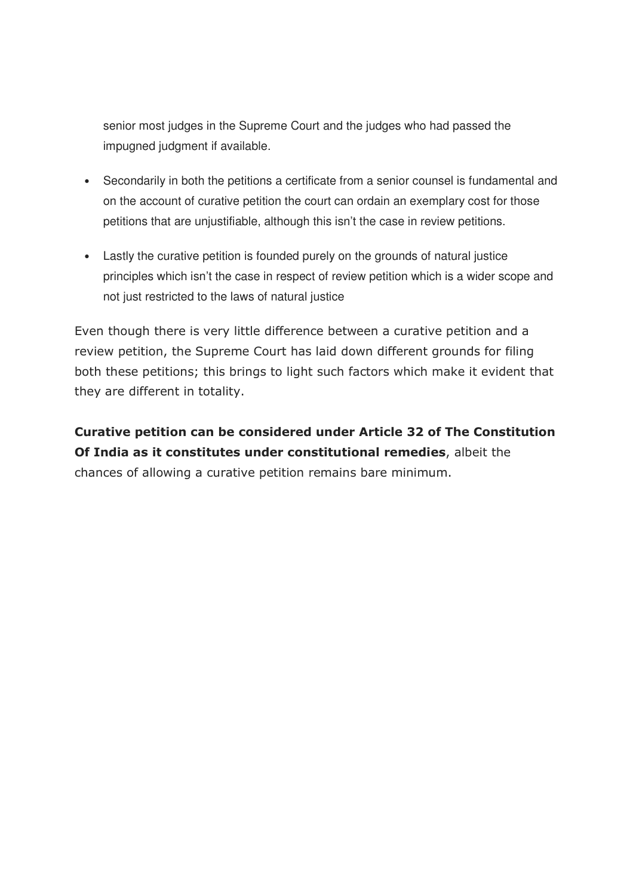senior most judges in the Supreme Court and the judges who had passed the impugned judgment if available.

- Secondarily in both the petitions a certificate from a senior counsel is fundamental and on the account of curative petition the court can ordain an exemplary cost for those petitions that are unjustifiable, although this isn't the case in review petitions.
- Lastly the curative petition is founded purely on the grounds of natural justice principles which isn't the case in respect of review petition which is a wider scope and not just restricted to the laws of natural justice

Even though there is very little difference between a curative petition and a review petition, the Supreme Court has laid down different grounds for filing both these petitions; this brings to light such factors which make it evident that they are different in totality.

**Curative petition can be considered under Article 32 of The Constitution Of India as it constitutes under constitutional remedies**, albeit the chances of allowing a curative petition remains bare minimum.